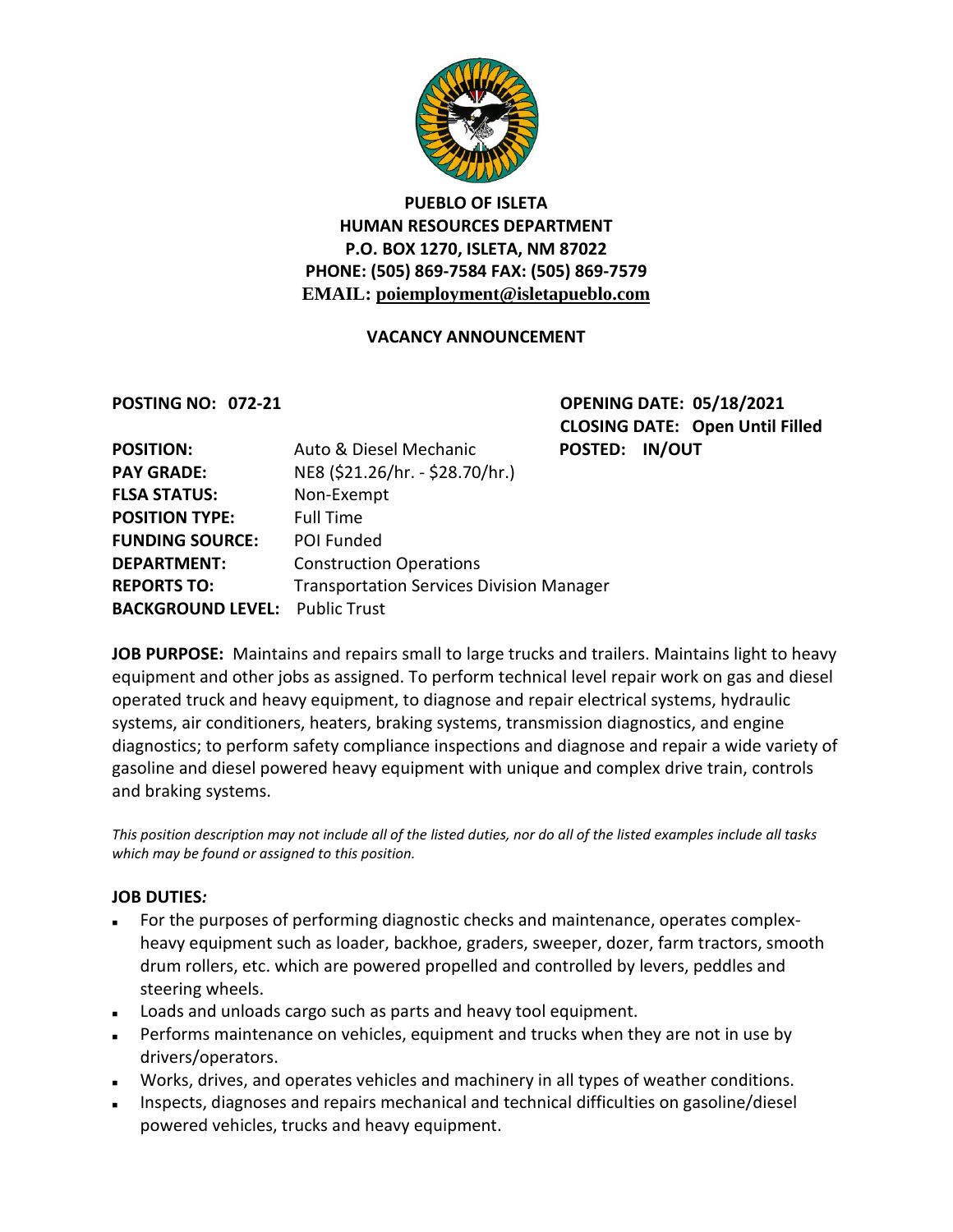**PUEBLO OF ISLETA**
**HUMAN RESOURCES DEPARTMENT**
**P.O. BOX 1270, ISLETA, NM 87022**
**PHONE: (505) 869-7584 FAX: (505) 869-7579**
**EMAIL: poiemployment@isletapueblo.com**

**VACANCY ANNOUNCEMENT**

**POSTING NO: 072-21** **OPENING DATE: 05/18/2021**
**CLOSING DATE: Open Until Filled**
**POSTED: IN/OUT**

| | |
|---|---|
| **POSITION:** | Auto & Diesel Mechanic |
| **PAY GRADE:** | NE8 ($21.26/hr. - $28.70/hr.) |
| **FLSA STATUS:** | Non-Exempt |
| **POSITION TYPE:** | Full Time |
| **FUNDING SOURCE:** | POI Funded |
| **DEPARTMENT:** | Construction Operations |
| **REPORTS TO:** | Transportation Services Division Manager |
| **BACKGROUND LEVEL:** | Public Trust |

**JOB PURPOSE:** Maintains and repairs small to large trucks and trailers. Maintains light to heavy equipment and other jobs as assigned. To perform technical level repair work on gas and diesel operated truck and heavy equipment, to diagnose and repair electrical systems, hydraulic systems, air conditioners, heaters, braking systems, transmission diagnostics, and engine diagnostics; to perform safety compliance inspections and diagnose and repair a wide variety of gasoline and diesel powered heavy equipment with unique and complex drive train, controls and braking systems.

*This position description may not include all of the listed duties, nor do all of the listed examples include all tasks which may be found or assigned to this position.*

**JOB DUTIES*:***

- For the purposes of performing diagnostic checks and maintenance, operates complex-heavy equipment such as loader, backhoe, graders, sweeper, dozer, farm tractors, smooth drum rollers, etc. which are powered propelled and controlled by levers, peddles and steering wheels.
- Loads and unloads cargo such as parts and heavy tool equipment.
- Performs maintenance on vehicles, equipment and trucks when they are not in use by drivers/operators.
- Works, drives, and operates vehicles and machinery in all types of weather conditions.
- Inspects, diagnoses and repairs mechanical and technical difficulties on gasoline/diesel powered vehicles, trucks and heavy equipment.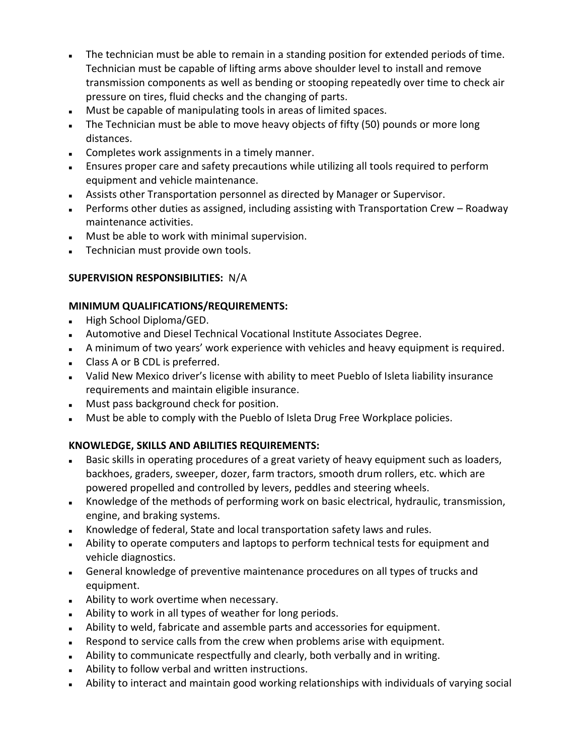- The technician must be able to remain in a standing position for extended periods of time. Technician must be capable of lifting arms above shoulder level to install and remove transmission components as well as bending or stooping repeatedly over time to check air pressure on tires, fluid checks and the changing of parts.
- Must be capable of manipulating tools in areas of limited spaces.
- The Technician must be able to move heavy objects of fifty (50) pounds or more long distances.
- Completes work assignments in a timely manner.
- Ensures proper care and safety precautions while utilizing all tools required to perform equipment and vehicle maintenance.
- Assists other Transportation personnel as directed by Manager or Supervisor.
- Performs other duties as assigned, including assisting with Transportation Crew – Roadway maintenance activities.
- Must be able to work with minimal supervision.
- Technician must provide own tools.

**SUPERVISION RESPONSIBILITIES:** N/A

**MINIMUM QUALIFICATIONS/REQUIREMENTS:**

- High School Diploma/GED.
- Automotive and Diesel Technical Vocational Institute Associates Degree.
- A minimum of two years' work experience with vehicles and heavy equipment is required.
- Class A or B CDL is preferred.
- Valid New Mexico driver's license with ability to meet Pueblo of Isleta liability insurance requirements and maintain eligible insurance.
- Must pass background check for position.
- Must be able to comply with the Pueblo of Isleta Drug Free Workplace policies.

**KNOWLEDGE, SKILLS AND ABILITIES REQUIREMENTS:**

- Basic skills in operating procedures of a great variety of heavy equipment such as loaders, backhoes, graders, sweeper, dozer, farm tractors, smooth drum rollers, etc. which are powered propelled and controlled by levers, peddles and steering wheels.
- Knowledge of the methods of performing work on basic electrical, hydraulic, transmission, engine, and braking systems.
- Knowledge of federal, State and local transportation safety laws and rules.
- Ability to operate computers and laptops to perform technical tests for equipment and vehicle diagnostics.
- General knowledge of preventive maintenance procedures on all types of trucks and equipment.
- Ability to work overtime when necessary.
- Ability to work in all types of weather for long periods.
- Ability to weld, fabricate and assemble parts and accessories for equipment.
- Respond to service calls from the crew when problems arise with equipment.
- Ability to communicate respectfully and clearly, both verbally and in writing.
- Ability to follow verbal and written instructions.
- Ability to interact and maintain good working relationships with individuals of varying social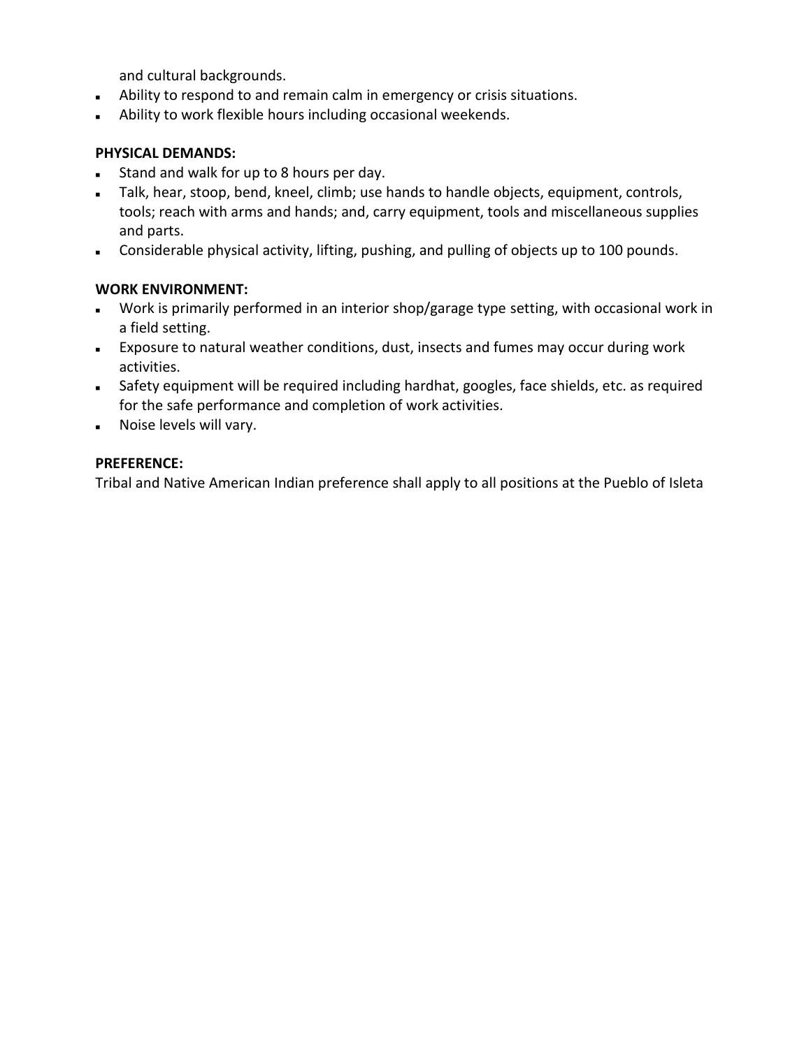and cultural backgrounds.

- Ability to respond to and remain calm in emergency or crisis situations.
- Ability to work flexible hours including occasional weekends.

**PHYSICAL DEMANDS:**

- Stand and walk for up to 8 hours per day.
- Talk, hear, stoop, bend, kneel, climb; use hands to handle objects, equipment, controls, tools; reach with arms and hands; and, carry equipment, tools and miscellaneous supplies and parts.
- Considerable physical activity, lifting, pushing, and pulling of objects up to 100 pounds.

**WORK ENVIRONMENT:**

- Work is primarily performed in an interior shop/garage type setting, with occasional work in a field setting.
- Exposure to natural weather conditions, dust, insects and fumes may occur during work activities.
- Safety equipment will be required including hardhat, googles, face shields, etc. as required for the safe performance and completion of work activities.
- Noise levels will vary.

**PREFERENCE:**

Tribal and Native American Indian preference shall apply to all positions at the Pueblo of Isleta